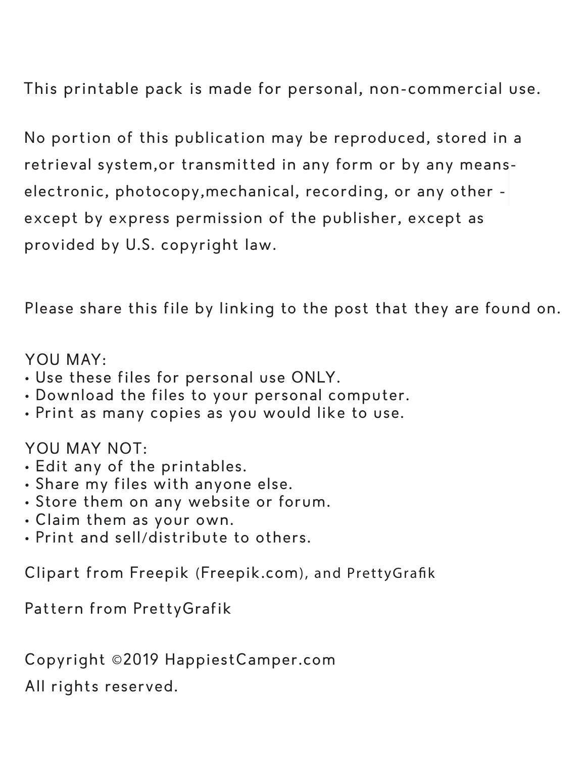This printable pack is made for personal, non-commercial use.

No portion of this publication may be reproduced, stored in a retrieval system,or transmitted in any form or by any means- electronic, photocopy,mechanical, recording, or any other - except by express permission of the publisher, except as provided by U.S. copyright law.

Please share this file by linking to the post that they are found on.

YOU MAY:

- Use these files for personal use ONLY.
- Download the files to your personal computer.
- Print as many copies as you would like to use.

YOU MAY NOT:

- Edit any of the printables.
- Share my files with anyone else.
- Store them on any website or forum.
- Claim them as your own.
- Print and sell/distribute to others.

Clipart from Freepik (Freepik.com), and PrettyGrafik

Pattern from PrettyGrafik

Copyright ©2019 HappiestCamper.com

All rights reserved.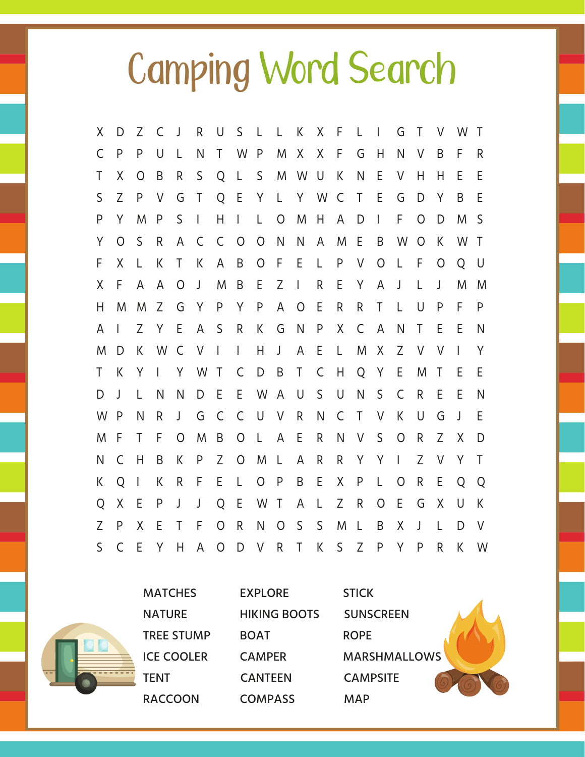# Camping Word Search

```
X D Z C J R U S L L K X F L I G T V W T
C P P U L N T W P M X X F G H N V B F R
T X O B R S Q L S M W U K N E V H H E E
S Z P V G T Q E Y L Y W C T E G D Y B E
P Y M P S I H I L O M H A D I F O D M S
Y O S R A C C O O N N A M E B W O K W T
F X L K T K A B O F E L P V O L F O Q U
X F A A O J M B E Z I R E Y A J L J M M
H M M Z G Y P Y P A O E R R T L U P F P
A I Z Y E A S R K G N P X C A N T E E N
M D K W C V I I H J A E L M X Z V V I Y
T K Y I Y W T C D B T C H Q Y E M T E E
D J L N N D E E W A U S U N S C R E E N
W P N R J G C C U V R N C T V K U G J E
M F T F O M B O L A E R N V S O R Z X D
N C H B K P Z O M L A R R Y Y I Z V Y T
K Q I K R F E L O P B E X P L O R E Q Q
Q X E P J J Q E W T A L Z R O E G X U K
Z P X E T F O R N O S S M L B X J L D V
S C E Y H A O D V R T K S Z P Y P R K W
```

| | | |
|---|---|---|
| MATCHES | EXPLORE | STICK |
| NATURE | HIKING BOOTS | SUNSCREEN |
| TREE STUMP | BOAT | ROPE |
| ICE COOLER | CAMPER | MARSHMALLOWS |
| TENT | CANTEEN | CAMPSITE |
| RACCOON | COMPASS | MAP |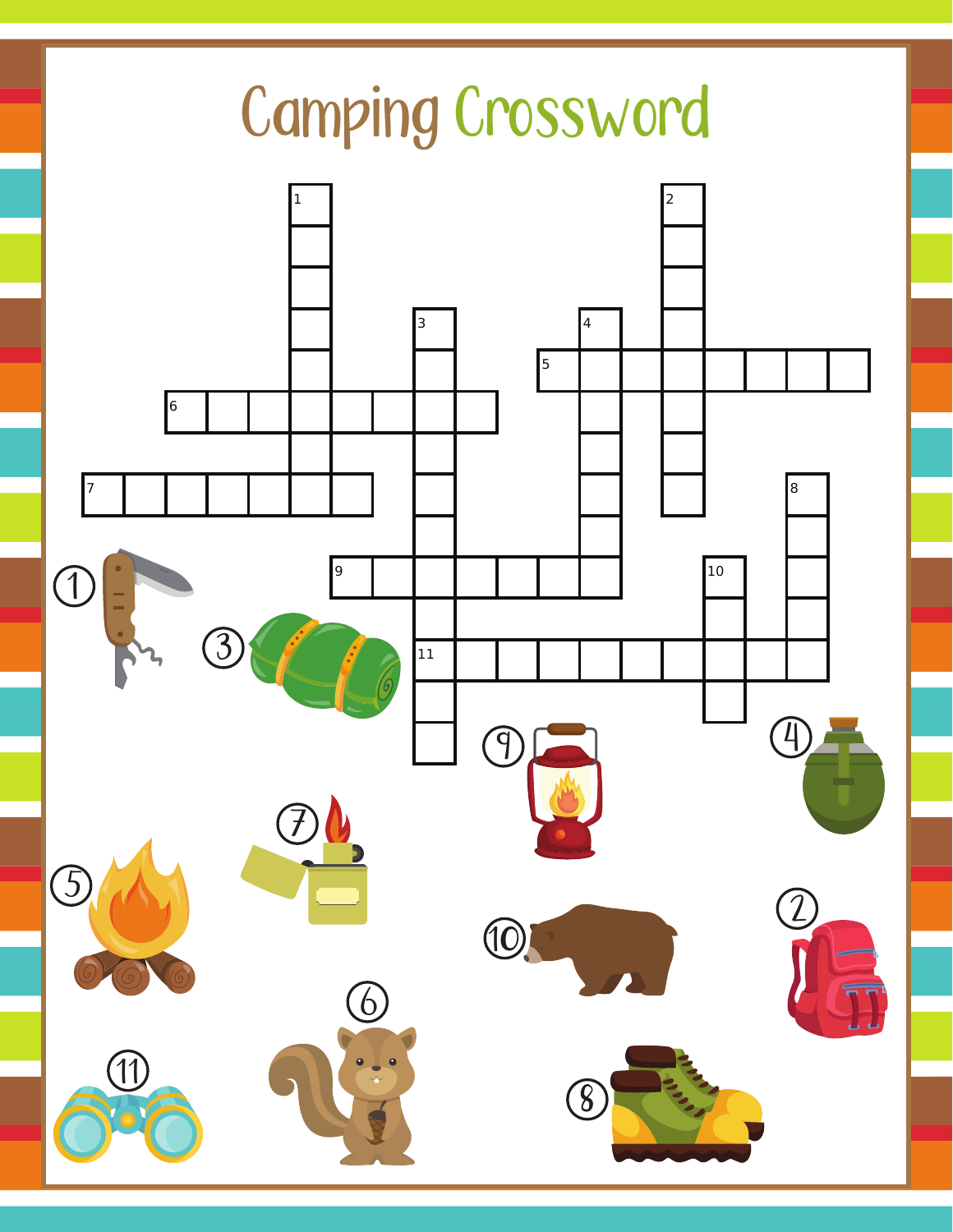# Camping Crossword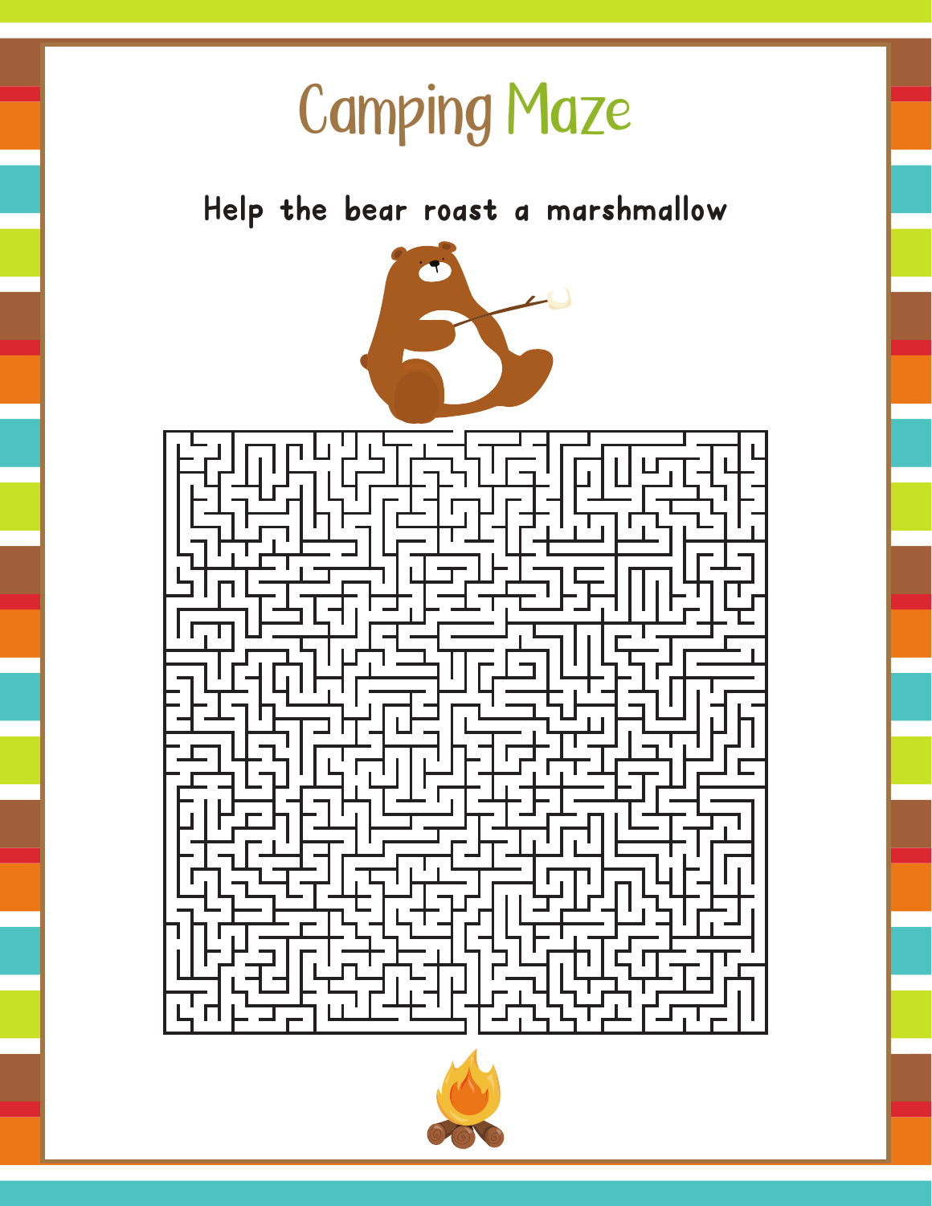# Camping Maze

## Help the bear roast a marshmallow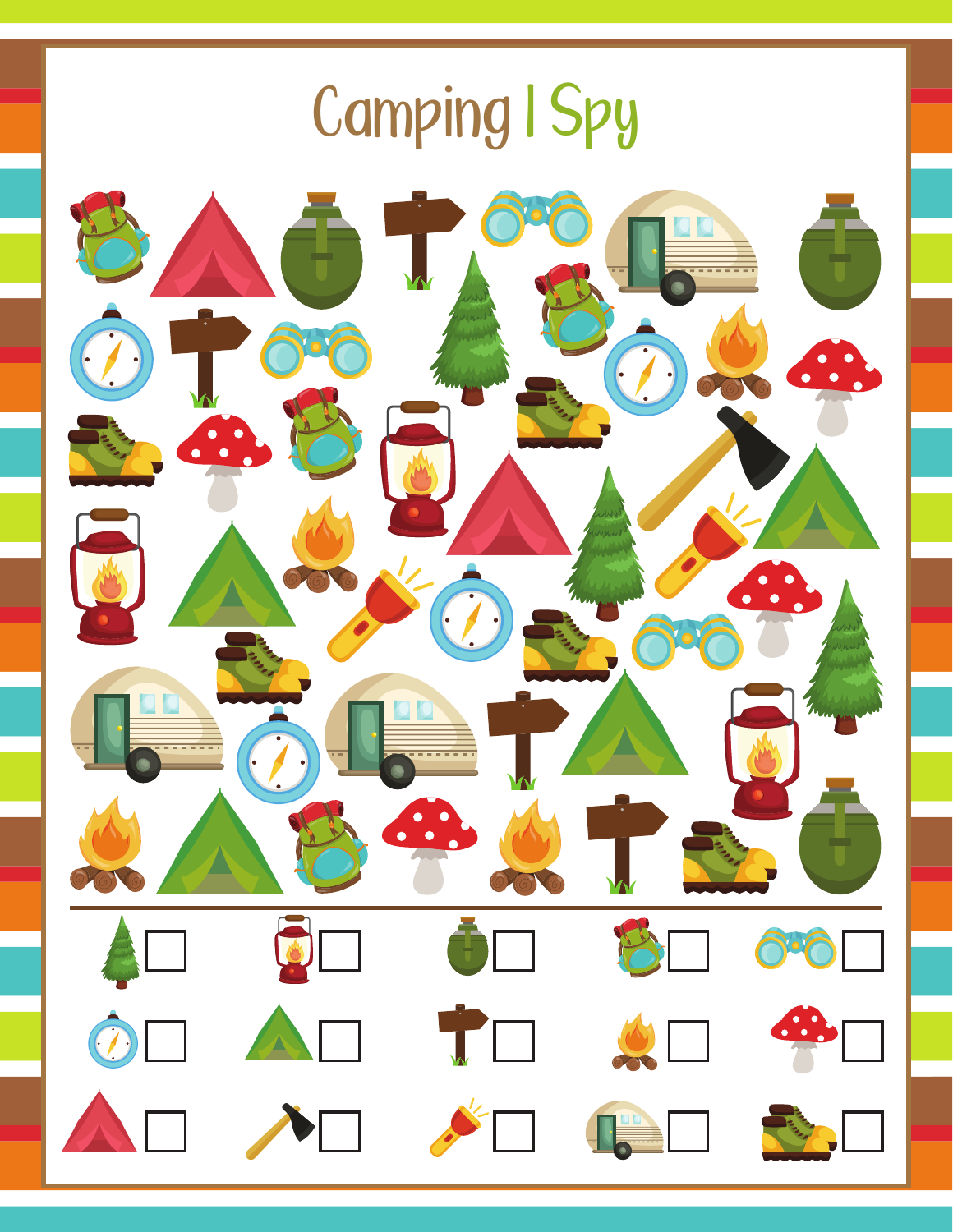# Camping I Spy